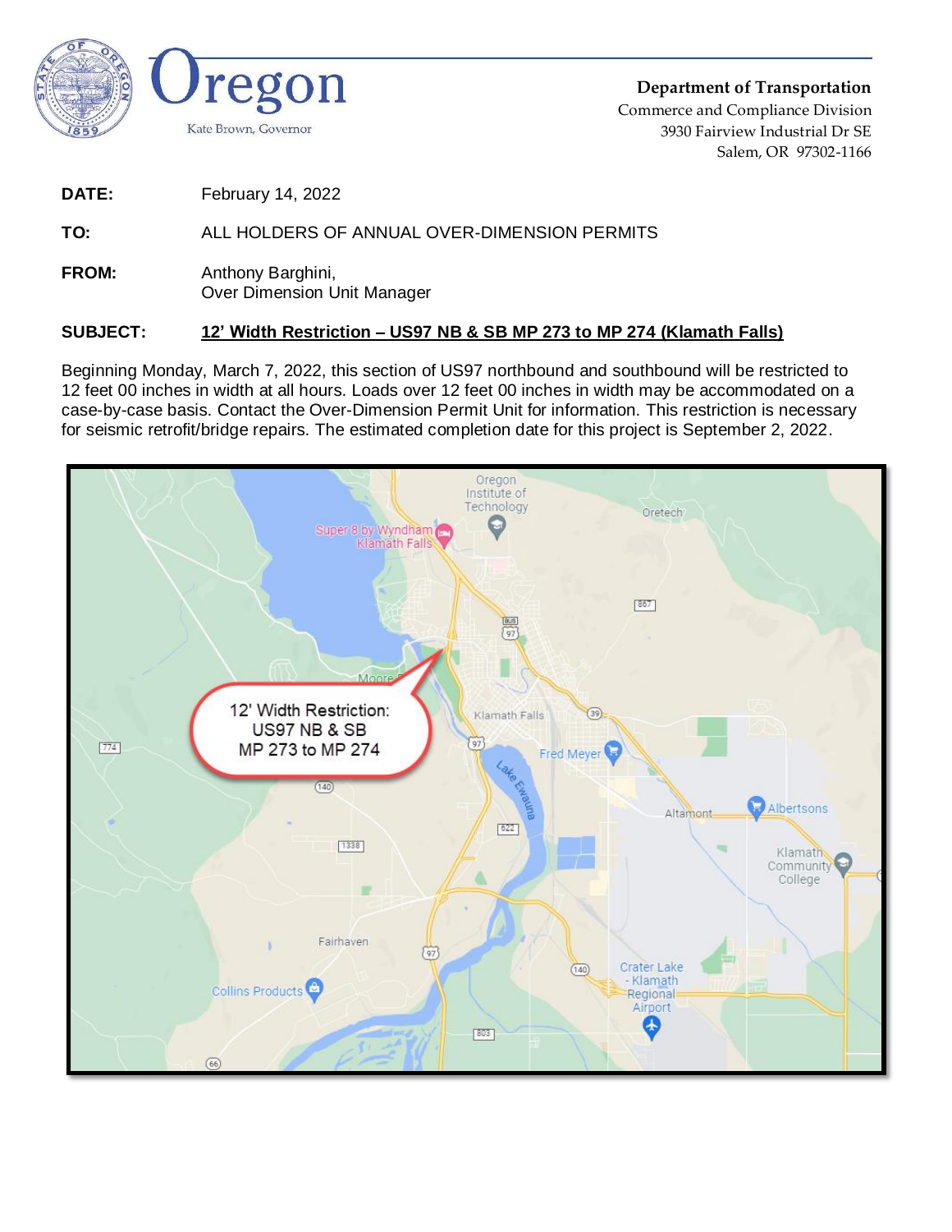Oregon

Kate Brown, Governor

**Department of Transportation**
Commerce and Compliance Division
3930 Fairview Industrial Dr SE
Salem, OR 97302-1166

**DATE:** February 14, 2022

**TO:** ALL HOLDERS OF ANNUAL OVER-DIMENSION PERMITS

**FROM:** Anthony Barghini,
Over Dimension Unit Manager

**SUBJECT:** **12' Width Restriction – US97 NB & SB MP 273 to MP 274 (Klamath Falls)**

Beginning Monday, March 7, 2022, this section of US97 northbound and southbound will be restricted to 12 feet 00 inches in width at all hours. Loads over 12 feet 00 inches in width may be accommodated on a case-by-case basis. Contact the Over-Dimension Permit Unit for information. This restriction is necessary for seismic retrofit/bridge repairs. The estimated completion date for this project is September 2, 2022.

12' Width Restriction:
US97 NB & SB
MP 273 to MP 274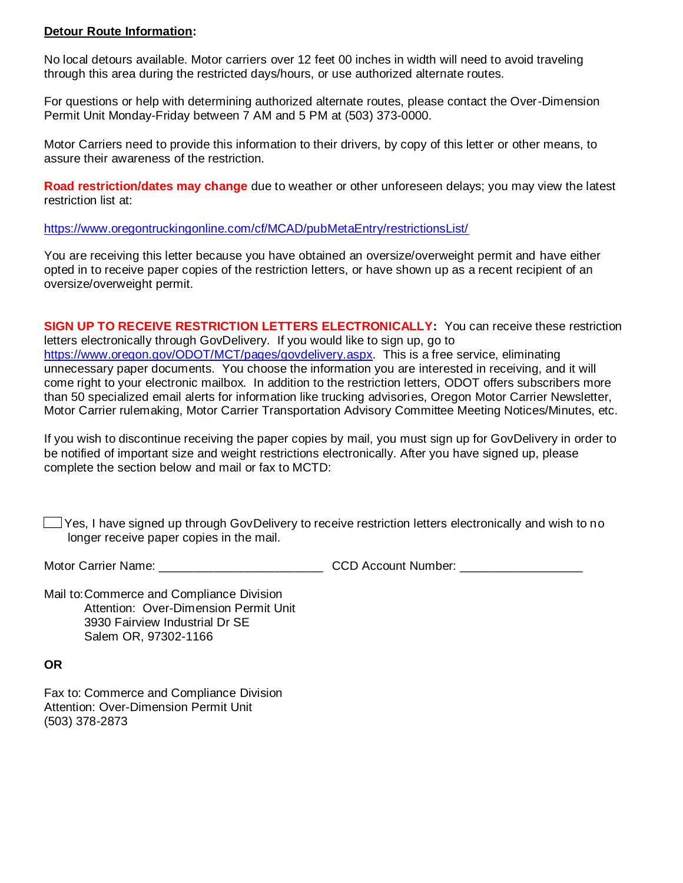**Detour Route Information:**

No local detours available. Motor carriers over 12 feet 00 inches in width will need to avoid traveling through this area during the restricted days/hours, or use authorized alternate routes.

For questions or help with determining authorized alternate routes, please contact the Over-Dimension Permit Unit Monday-Friday between 7 AM and 5 PM at (503) 373-0000.

Motor Carriers need to provide this information to their drivers, by copy of this letter or other means, to assure their awareness of the restriction.

**Road restriction/dates may change** due to weather or other unforeseen delays; you may view the latest restriction list at:

https://www.oregontruckingonline.com/cf/MCAD/pubMetaEntry/restrictionsList/

You are receiving this letter because you have obtained an oversize/overweight permit and have either opted in to receive paper copies of the restriction letters, or have shown up as a recent recipient of an oversize/overweight permit.

**SIGN UP TO RECEIVE RESTRICTION LETTERS ELECTRONICALLY:** You can receive these restriction letters electronically through GovDelivery. If you would like to sign up, go to https://www.oregon.gov/ODOT/MCT/pages/govdelivery.aspx. This is a free service, eliminating unnecessary paper documents. You choose the information you are interested in receiving, and it will come right to your electronic mailbox. In addition to the restriction letters, ODOT offers subscribers more than 50 specialized email alerts for information like trucking advisories, Oregon Motor Carrier Newsletter, Motor Carrier rulemaking, Motor Carrier Transportation Advisory Committee Meeting Notices/Minutes, etc.

If you wish to discontinue receiving the paper copies by mail, you must sign up for GovDelivery in order to be notified of important size and weight restrictions electronically. After you have signed up, please complete the section below and mail or fax to MCTD:

☐ Yes, I have signed up through GovDelivery to receive restriction letters electronically and wish to no longer receive paper copies in the mail.

Motor Carrier Name: ________________________ CCD Account Number: __________________

Mail to: Commerce and Compliance Division
Attention: Over-Dimension Permit Unit
3930 Fairview Industrial Dr SE
Salem OR, 97302-1166

**OR**

Fax to: Commerce and Compliance Division
Attention: Over-Dimension Permit Unit
(503) 378-2873